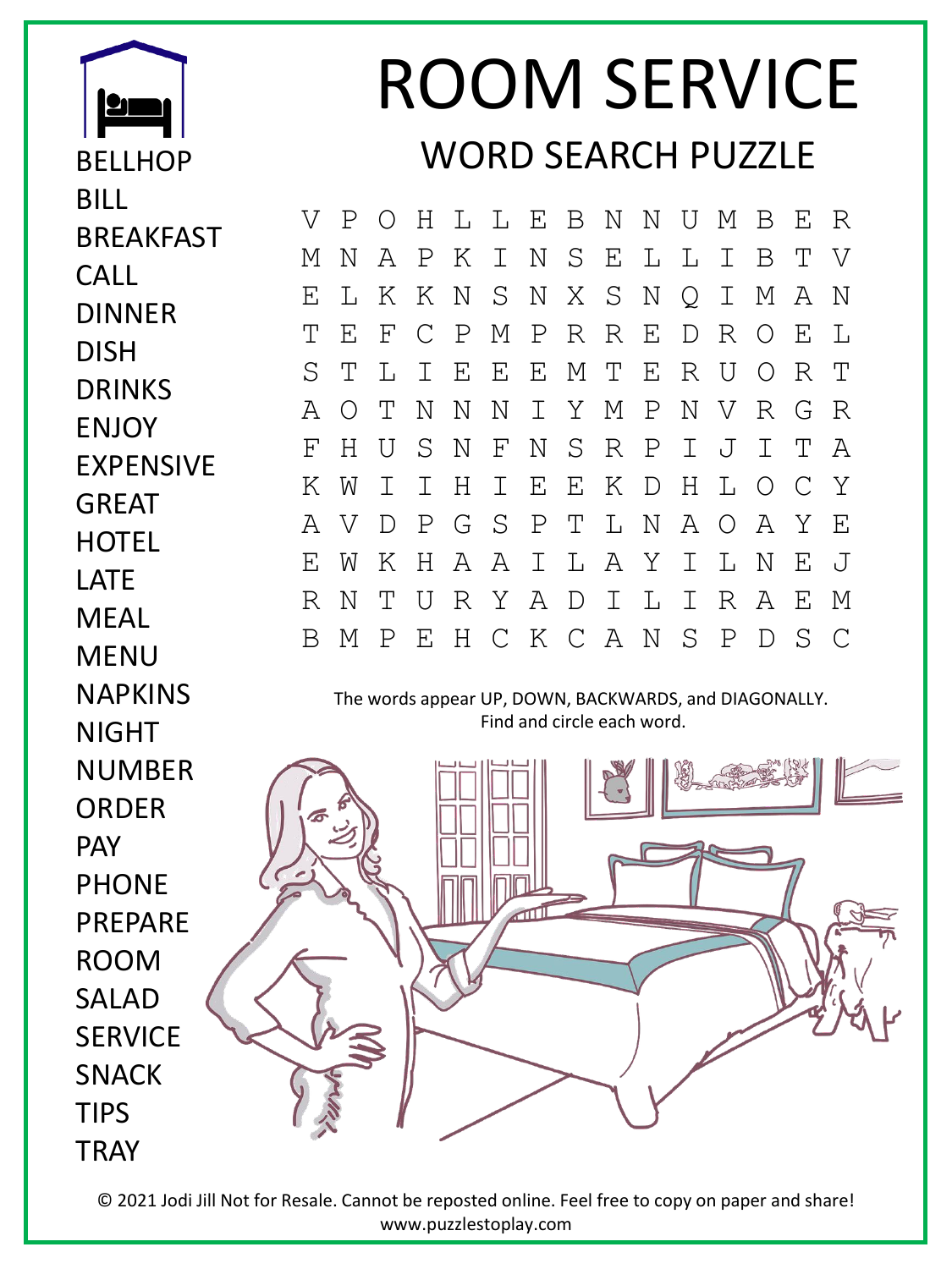# ROOM SERVICE

## WORD SEARCH PUZZLE

BELLHOP
BILL
BREAKFAST
CALL
DINNER
DISH
DRINKS
ENJOY
EXPENSIVE
GREAT
HOTEL
LATE
MEAL
MENU
NAPKINS
NIGHT
NUMBER
ORDER
PAY
PHONE
PREPARE
ROOM
SALAD
SERVICE
SNACK
TIPS
TRAY

```
V P O H L L E B N N U M B E R
M N A P K I N S E L L I B T V
E L K K N S N X S N Q I M A N
T E F C P M P R R E D R O E L
S T L I E E E M T E R U O R T
A O T N N N I Y M P N V R G R
F H U S N F N S R P I J I T A
K W I I H I E E K D H L O C Y
A V D P G S P T L N A O A Y E
E W K H A A I L A Y I L N E J
R N T U R Y A D I L I R A E M
B M P E H C K C A N S P D S C
```

The words appear UP, DOWN, BACKWARDS, and DIAGONALLY.
Find and circle each word.

© 2021 Jodi Jill Not for Resale. Cannot be reposted online. Feel free to copy on paper and share!
www.puzzlestoplay.com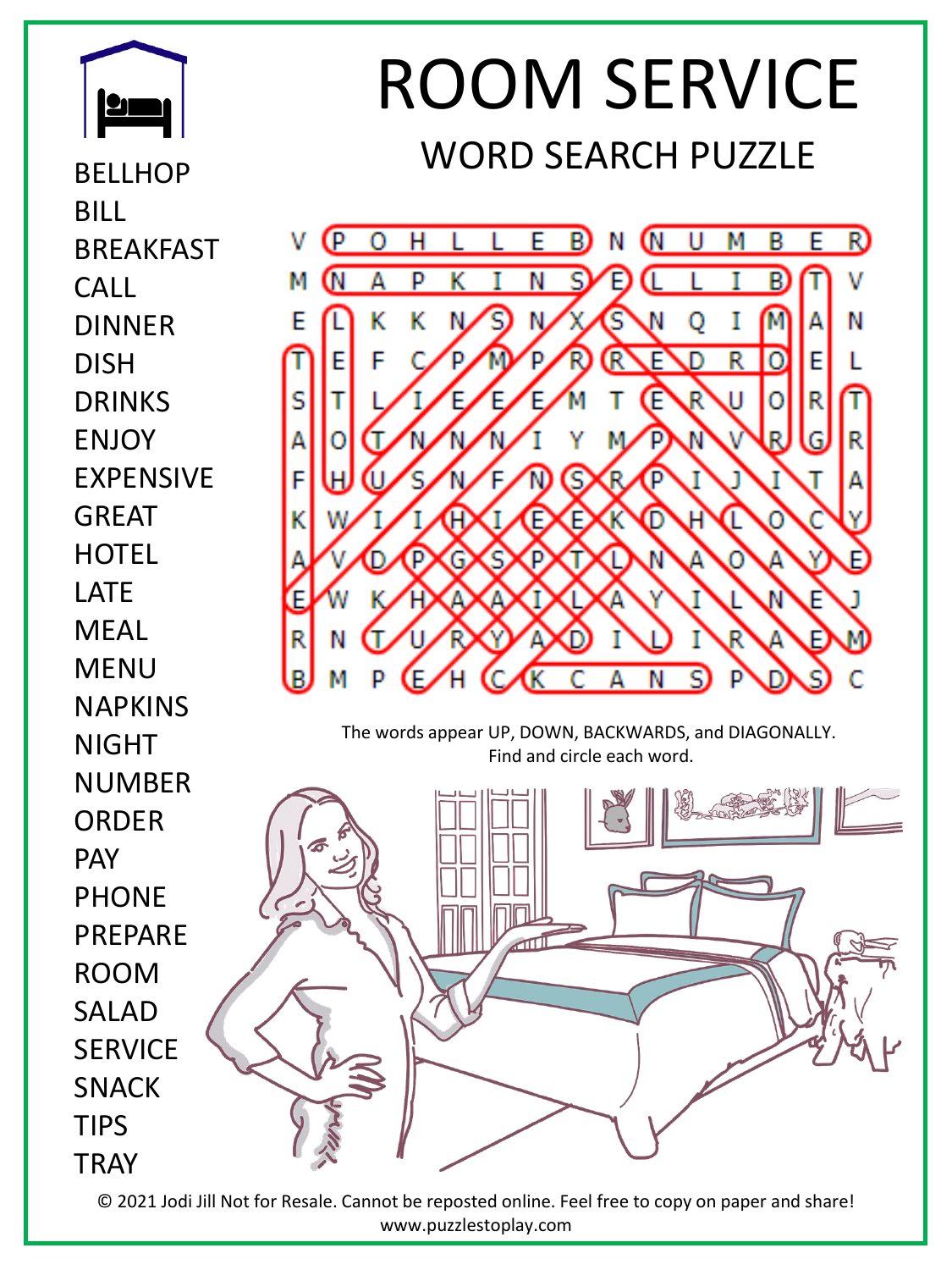# ROOM SERVICE

## WORD SEARCH PUZZLE

BELLHOP
BILL
BREAKFAST
CALL
DINNER
DISH
DRINKS
ENJOY
EXPENSIVE
GREAT
HOTEL
LATE
MEAL
MENU
NAPKINS
NIGHT
NUMBER
ORDER
PAY
PHONE
PREPARE
ROOM
SALAD
SERVICE
SNACK
TIPS
TRAY

| | | | | | | | | | | | | | | |
|---|---|---|---|---|---|---|---|---|---|---|---|---|---|---|
| V | P | O | H | L | L | E | B | N | N | U | M | B | E | R |
| M | N | A | P | K | I | N | S | E | L | L | I | B | T | V |
| E | L | K | K | N | S | N | X | S | N | Q | I | M | A | N |
| T | E | F | C | P | M | P | R | R | E | D | R | O | E | L |
| S | T | L | I | E | E | E | M | T | E | R | U | O | R | T |
| A | O | T | N | N | N | I | Y | M | P | N | V | R | G | R |
| F | H | U | S | N | F | N | S | R | P | I | J | I | T | A |
| K | W | I | I | H | I | E | E | K | D | H | L | O | C | Y |
| A | V | D | P | G | S | P | T | L | N | A | O | A | Y | E |
| E | W | K | H | A | A | I | L | A | Y | I | L | N | E | J |
| R | N | T | U | R | Y | A | D | I | L | I | R | A | E | M |
| B | M | P | E | H | C | K | C | A | N | S | P | D | S | C |

The words appear UP, DOWN, BACKWARDS, and DIAGONALLY.
Find and circle each word.

© 2021 Jodi Jill Not for Resale. Cannot be reposted online. Feel free to copy on paper and share!
www.puzzlestoplay.com